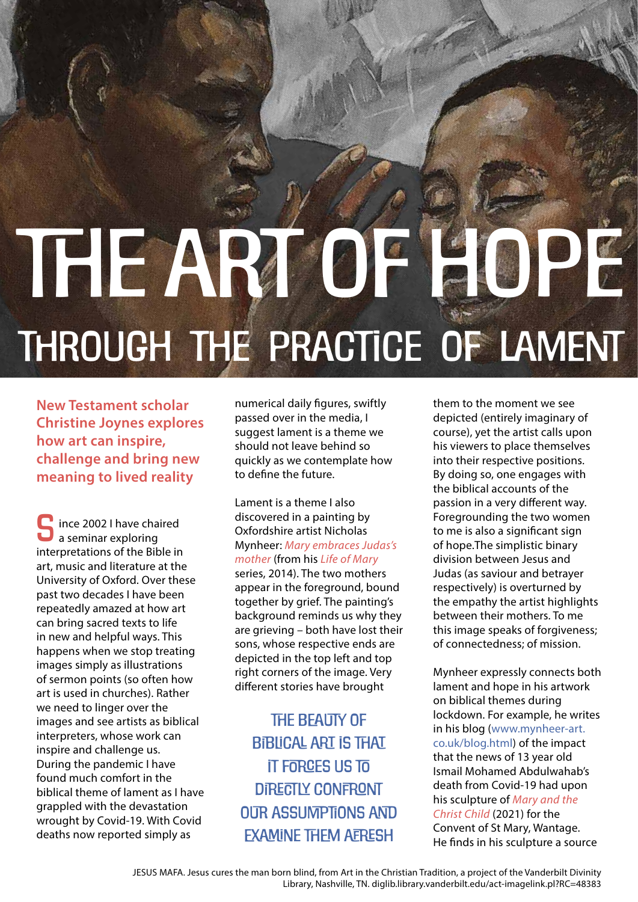# THE ART OF HOPE

## THROUGH THE PRACTICE OF LAMENT

**New Testament scholar Christine Joynes explores how art can inspire, challenge and bring new meaning to lived reality**

Since 2002 I have chaired a seminar exploring interpretations of the Bible in art, music and literature at the University of Oxford. Over these past two decades I have been repeatedly amazed at how art can bring sacred texts to life in new and helpful ways. This happens when we stop treating images simply as illustrations of sermon points (so often how art is used in churches). Rather we need to linger over the images and see artists as biblical interpreters, whose work can inspire and challenge us. During the pandemic I have found much comfort in the biblical theme of lament as I have grappled with the devastation wrought by Covid-19. With Covid deaths now reported simply as numerical daily figures, swiftly passed over in the media, I suggest lament is a theme we should not leave behind so quickly as we contemplate how to define the future.

Lament is a theme I also discovered in a painting by Oxfordshire artist Nicholas Mynheer: *Mary embraces Judas's mother* (from his *Life of Mary* series, 2014). The two mothers appear in the foreground, bound together by grief. The painting's background reminds us why they are grieving – both have lost their sons, whose respective ends are depicted in the top left and top right corners of the image. Very different stories have brought them to the moment we see depicted (entirely imaginary of course), yet the artist calls upon his viewers to place themselves into their respective positions. By doing so, one engages with the biblical accounts of the passion in a very different way. Foregrounding the two women to me is also a significant sign of hope.The simplistic binary division between Jesus and Judas (as saviour and betrayer respectively) is overturned by the empathy the artist highlights between their mothers. To me this image speaks of forgiveness; of connectedness; of mission.

> THE BEAUTY OF BIBLICAL ART IS THAT IT FORCES US TO DIRECTLY CONFRONT OUR ASSUMPTIONS AND EXAMINE THEM AFRESH

Mynheer expressly connects both lament and hope in his artwork on biblical themes during lockdown. For example, he writes in his blog (www.mynheer-art.co.uk/blog.html) of the impact that the news of 13 year old Ismail Mohamed Abdulwahab's death from Covid-19 had upon his sculpture of *Mary and the Christ Child* (2021) for the Convent of St Mary, Wantage. He finds in his sculpture a source

JESUS MAFA. Jesus cures the man born blind, from Art in the Christian Tradition, a project of the Vanderbilt Divinity Library, Nashville, TN. diglib.library.vanderbilt.edu/act-imagelink.pl?RC=48383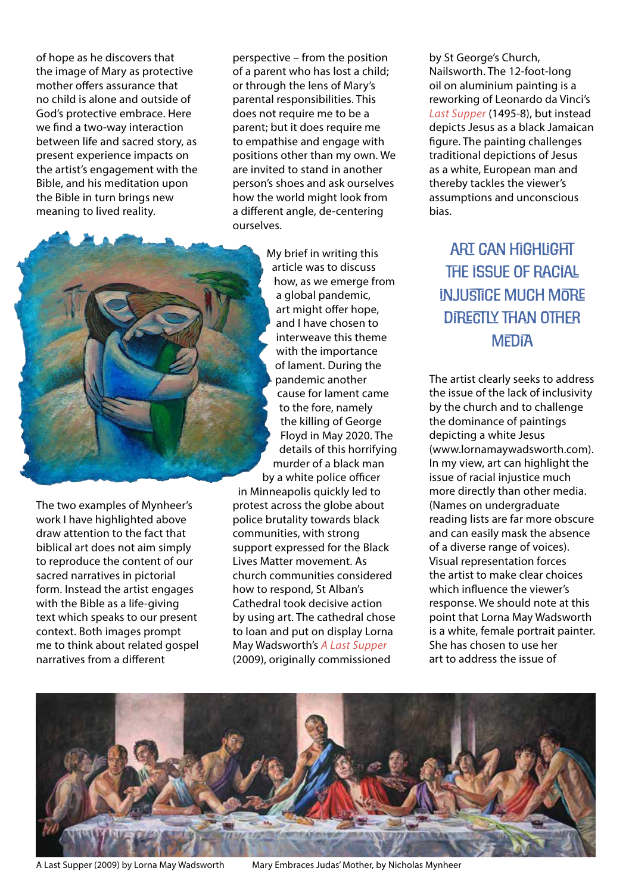of hope as he discovers that the image of Mary as protective mother offers assurance that no child is alone and outside of God's protective embrace. Here we find a two-way interaction between life and sacred story, as present experience impacts on the artist's engagement with the Bible, and his meditation upon the Bible in turn brings new meaning to lived reality.

The two examples of Mynheer's work I have highlighted above draw attention to the fact that biblical art does not aim simply to reproduce the content of our sacred narratives in pictorial form. Instead the artist engages with the Bible as a life-giving text which speaks to our present context. Both images prompt me to think about related gospel narratives from a different perspective – from the position of a parent who has lost a child; or through the lens of Mary's parental responsibilities. This does not require me to be a parent; but it does require me to empathise and engage with positions other than my own. We are invited to stand in another person's shoes and ask ourselves how the world might look from a different angle, de-centering ourselves.

My brief in writing this article was to discuss how, as we emerge from a global pandemic, art might offer hope, and I have chosen to interweave this theme with the importance of lament. During the pandemic another cause for lament came to the fore, namely the killing of George Floyd in May 2020. The details of this horrifying murder of a black man by a white police officer in Minneapolis quickly led to protest across the globe about police brutality towards black communities, with strong support expressed for the Black Lives Matter movement. As church communities considered how to respond, St Alban's Cathedral took decisive action by using art. The cathedral chose to loan and put on display Lorna May Wadsworth's *A Last Supper* (2009), originally commissioned by St George's Church, Nailsworth. The 12-foot-long oil on aluminium painting is a reworking of Leonardo da Vinci's *Last Supper* (1495-8), but instead depicts Jesus as a black Jamaican figure. The painting challenges traditional depictions of Jesus as a white, European man and thereby tackles the viewer's assumptions and unconscious bias.

## ART CAN HIGHLIGHT THE ISSUE OF RACIAL INJUSTICE MUCH MORE DIRECTLY THAN OTHER MEDIA

The artist clearly seeks to address the issue of the lack of inclusivity by the church and to challenge the dominance of paintings depicting a white Jesus (www.lornamaywadsworth.com). In my view, art can highlight the issue of racial injustice much more directly than other media. (Names on undergraduate reading lists are far more obscure and can easily mask the absence of a diverse range of voices). Visual representation forces the artist to make clear choices which influence the viewer's response. We should note at this point that Lorna May Wadsworth is a white, female portrait painter. She has chosen to use her art to address the issue of

A Last Supper (2009) by Lorna May Wadsworth

Mary Embraces Judas' Mother, by Nicholas Mynheer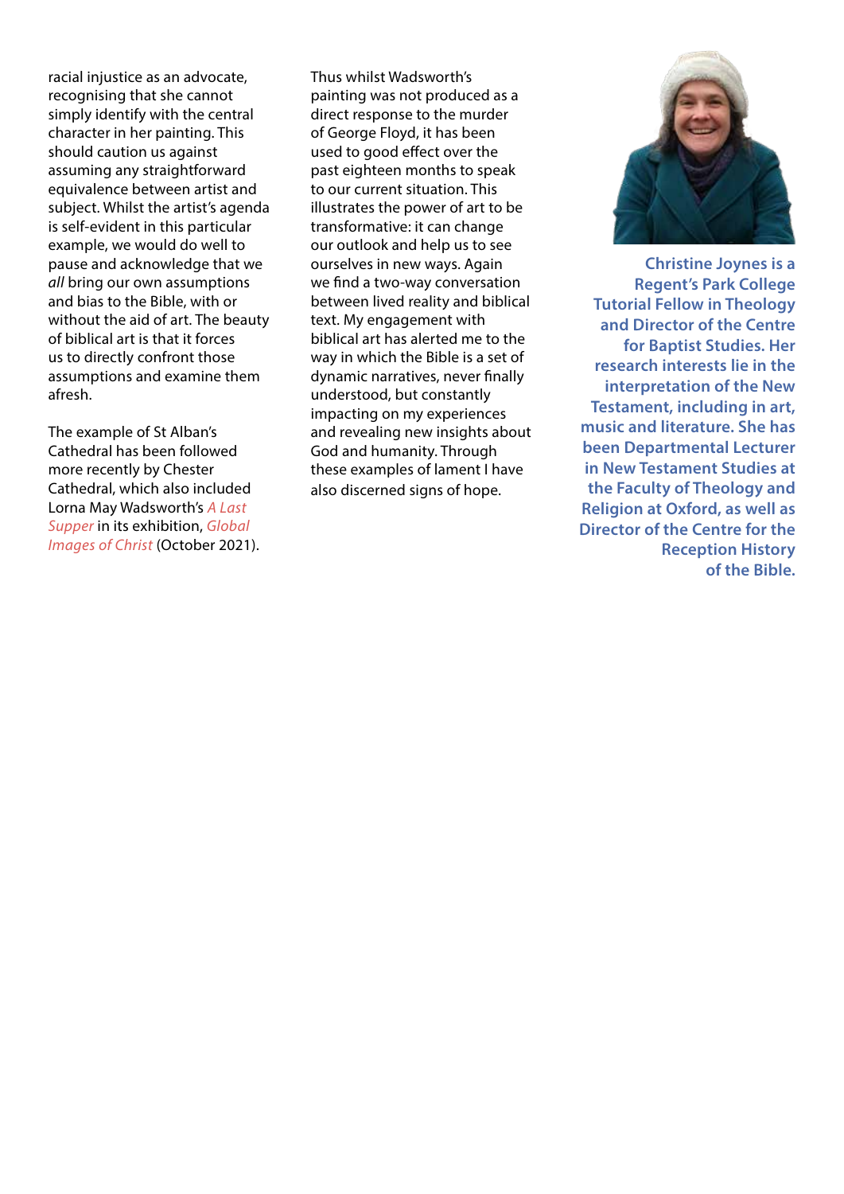racial injustice as an advocate, recognising that she cannot simply identify with the central character in her painting. This should caution us against assuming any straightforward equivalence between artist and subject. Whilst the artist's agenda is self-evident in this particular example, we would do well to pause and acknowledge that we *all* bring our own assumptions and bias to the Bible, with or without the aid of art. The beauty of biblical art is that it forces us to directly confront those assumptions and examine them afresh.

The example of St Alban's Cathedral has been followed more recently by Chester Cathedral, which also included Lorna May Wadsworth's *A Last Supper* in its exhibition, *Global Images of Christ* (October 2021).

Thus whilst Wadsworth's painting was not produced as a direct response to the murder of George Floyd, it has been used to good effect over the past eighteen months to speak to our current situation. This illustrates the power of art to be transformative: it can change our outlook and help us to see ourselves in new ways. Again we find a two-way conversation between lived reality and biblical text. My engagement with biblical art has alerted me to the way in which the Bible is a set of dynamic narratives, never finally understood, but constantly impacting on my experiences and revealing new insights about God and humanity. Through these examples of lament I have also discerned signs of hope.

**Christine Joynes is a Regent's Park College Tutorial Fellow in Theology and Director of the Centre for Baptist Studies. Her research interests lie in the interpretation of the New Testament, including in art, music and literature. She has been Departmental Lecturer in New Testament Studies at the Faculty of Theology and Religion at Oxford, as well as Director of the Centre for the Reception History of the Bible.**